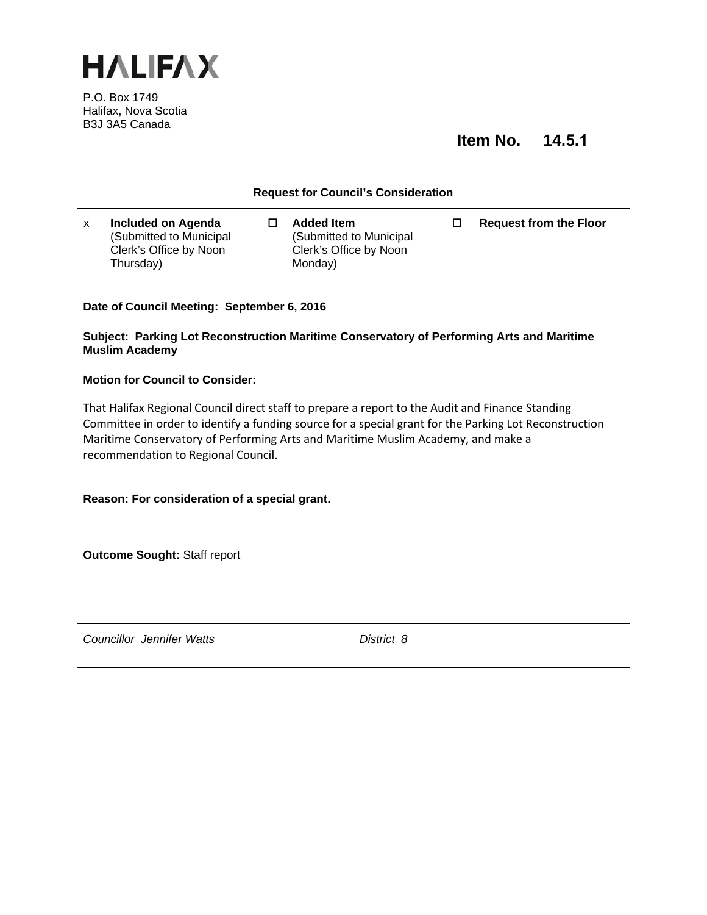# HALIFAX

P.O. Box 1749
Halifax, Nova Scotia
B3J 3A5 Canada

**Item No. 14.5.1**

| **Request for Council's Consideration** | | |
|---|---|---|
| x **Included on Agenda** (Submitted to Municipal Clerk's Office by Noon Thursday) | ☐ **Added Item** (Submitted to Municipal Clerk's Office by Noon Monday) | ☐ **Request from the Floor** |

**Date of Council Meeting: September 6, 2016**

**Subject: Parking Lot Reconstruction Maritime Conservatory of Performing Arts and Maritime Muslim Academy**

**Motion for Council to Consider:**

That Halifax Regional Council direct staff to prepare a report to the Audit and Finance Standing Committee in order to identify a funding source for a special grant for the Parking Lot Reconstruction Maritime Conservatory of Performing Arts and Maritime Muslim Academy, and make a recommendation to Regional Council.

**Reason: For consideration of a special grant.**

**Outcome Sought:** Staff report

| *Councillor Jennifer Watts* | *District 8* |
|---|---|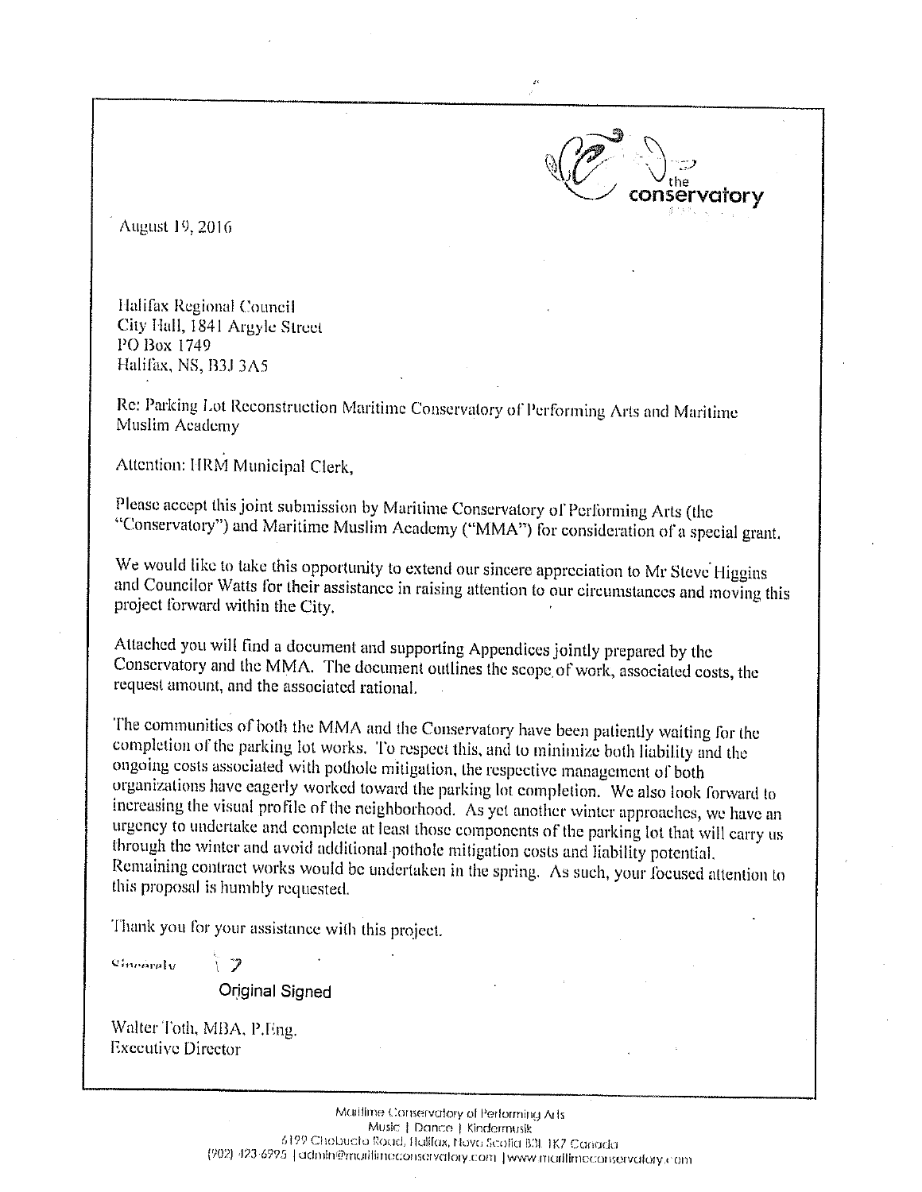the conservatory

August 19, 2016

Halifax Regional Council
City Hall, 1841 Argyle Street
PO Box 1749
Halifax, NS, B3J 3A5

Re: Parking Lot Reconstruction Maritime Conservatory of Performing Arts and Maritime Muslim Academy

Attention: HRM Municipal Clerk,

Please accept this joint submission by Maritime Conservatory of Performing Arts (the "Conservatory") and Maritime Muslim Academy ("MMA") for consideration of a special grant.

We would like to take this opportunity to extend our sincere appreciation to Mr Steve Higgins and Councilor Watts for their assistance in raising attention to our circumstances and moving this project forward within the City.

Attached you will find a document and supporting Appendices jointly prepared by the Conservatory and the MMA. The document outlines the scope of work, associated costs, the request amount, and the associated rational.

The communities of both the MMA and the Conservatory have been patiently waiting for the completion of the parking lot works. To respect this, and to minimize both liability and the ongoing costs associated with pothole mitigation, the respective management of both organizations have eagerly worked toward the parking lot completion. We also look forward to increasing the visual profile of the neighborhood. As yet another winter approaches, we have an urgency to undertake and complete at least those components of the parking lot that will carry us through the winter and avoid additional pothole mitigation costs and liability potential. Remaining contract works would be undertaken in the spring. As such, your focused attention to this proposal is humbly requested.

Thank you for your assistance with this project.

Sincerely

Original Signed

Walter Toth, MBA, P.Eng.
Executive Director

Maritime Conservatory of Performing Arts
Music | Dance | Kindermusik
6199 Chebucto Road, Halifax, Nova Scotia B3L 1K7 Canada
(902) 423-6995 | admin@maritimeconservatory.com | www.maritimeconservatory.com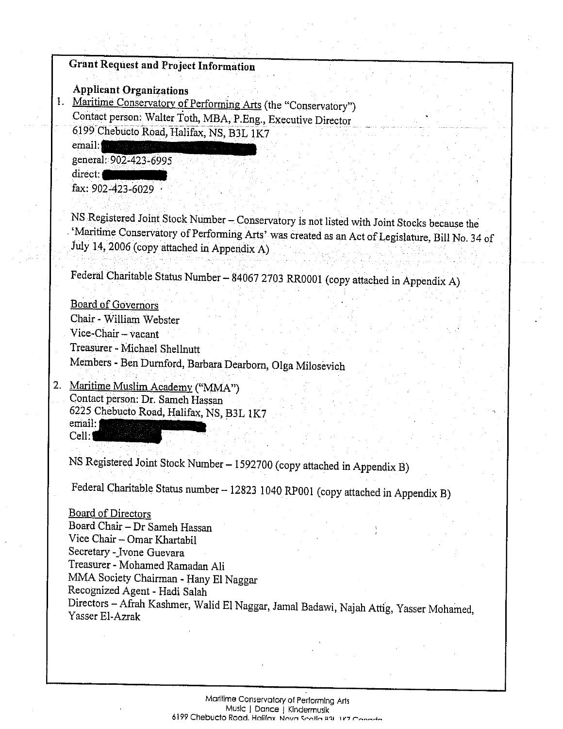## Grant Request and Project Information

### Applicant Organizations

1. Maritime Conservatory of Performing Arts (the "Conservatory")
   Contact person: Walter Toth, MBA, P.Eng., Executive Director
   6199 Chebucto Road, Halifax, NS, B3L 1K7
   email: [redacted]
   general: 902-423-6995
   direct: [redacted]
   fax: 902-423-6029

   NS Registered Joint Stock Number – Conservatory is not listed with Joint Stocks because the 'Maritime Conservatory of Performing Arts' was created as an Act of Legislature, Bill No. 34 of July 14, 2006 (copy attached in Appendix A)

   Federal Charitable Status Number – 84067 2703 RR0001 (copy attached in Appendix A)

   Board of Governors
   Chair - William Webster
   Vice-Chair – vacant
   Treasurer - Michael Shellnutt
   Members - Ben Durnford, Barbara Dearborn, Olga Milosevich

2. Maritime Muslim Academy ("MMA")
   Contact person: Dr. Sameh Hassan
   6225 Chebucto Road, Halifax, NS, B3L 1K7
   email: [redacted]
   Cell: [redacted]

   NS Registered Joint Stock Number – 1592700 (copy attached in Appendix B)

   Federal Charitable Status number – 12823 1040 RP001 (copy attached in Appendix B)

   Board of Directors
   Board Chair – Dr Sameh Hassan
   Vice Chair – Omar Khartabil
   Secretary - Ivone Guevara
   Treasurer - Mohamed Ramadan Ali
   MMA Society Chairman - Hany El Naggar
   Recognized Agent - Hadi Salah
   Directors – Afrah Kashmer, Walid El Naggar, Jamal Badawi, Najah Attig, Yasser Mohamed, Yasser El-Azrak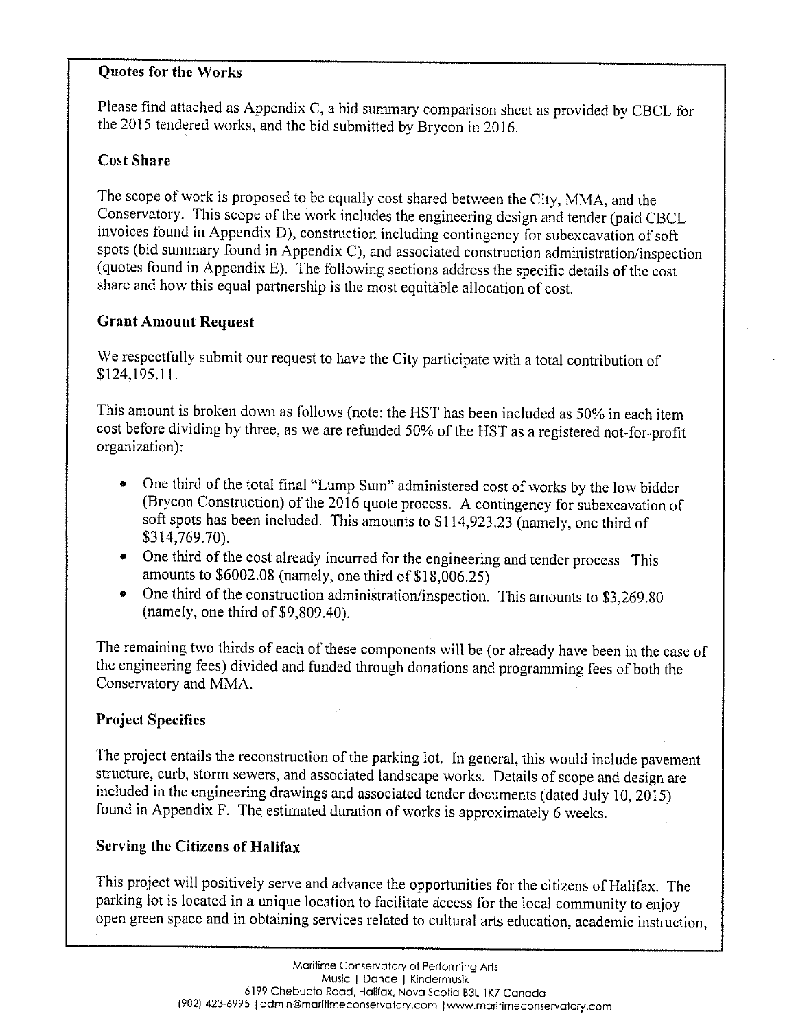### Quotes for the Works

Please find attached as Appendix C, a bid summary comparison sheet as provided by CBCL for the 2015 tendered works, and the bid submitted by Brycon in 2016.

### Cost Share

The scope of work is proposed to be equally cost shared between the City, MMA, and the Conservatory. This scope of the work includes the engineering design and tender (paid CBCL invoices found in Appendix D), construction including contingency for subexcavation of soft spots (bid summary found in Appendix C), and associated construction administration/inspection (quotes found in Appendix E). The following sections address the specific details of the cost share and how this equal partnership is the most equitable allocation of cost.

### Grant Amount Request

We respectfully submit our request to have the City participate with a total contribution of $124,195.11.

This amount is broken down as follows (note: the HST has been included as 50% in each item cost before dividing by three, as we are refunded 50% of the HST as a registered not-for-profit organization):

- One third of the total final "Lump Sum" administered cost of works by the low bidder (Brycon Construction) of the 2016 quote process. A contingency for subexcavation of soft spots has been included. This amounts to $114,923.23 (namely, one third of $314,769.70).
- One third of the cost already incurred for the engineering and tender process This amounts to $6002.08 (namely, one third of $18,006.25)
- One third of the construction administration/inspection. This amounts to $3,269.80 (namely, one third of $9,809.40).

The remaining two thirds of each of these components will be (or already have been in the case of the engineering fees) divided and funded through donations and programming fees of both the Conservatory and MMA.

### Project Specifics

The project entails the reconstruction of the parking lot. In general, this would include pavement structure, curb, storm sewers, and associated landscape works. Details of scope and design are included in the engineering drawings and associated tender documents (dated July 10, 2015) found in Appendix F. The estimated duration of works is approximately 6 weeks.

### Serving the Citizens of Halifax

This project will positively serve and advance the opportunities for the citizens of Halifax. The parking lot is located in a unique location to facilitate access for the local community to enjoy open green space and in obtaining services related to cultural arts education, academic instruction,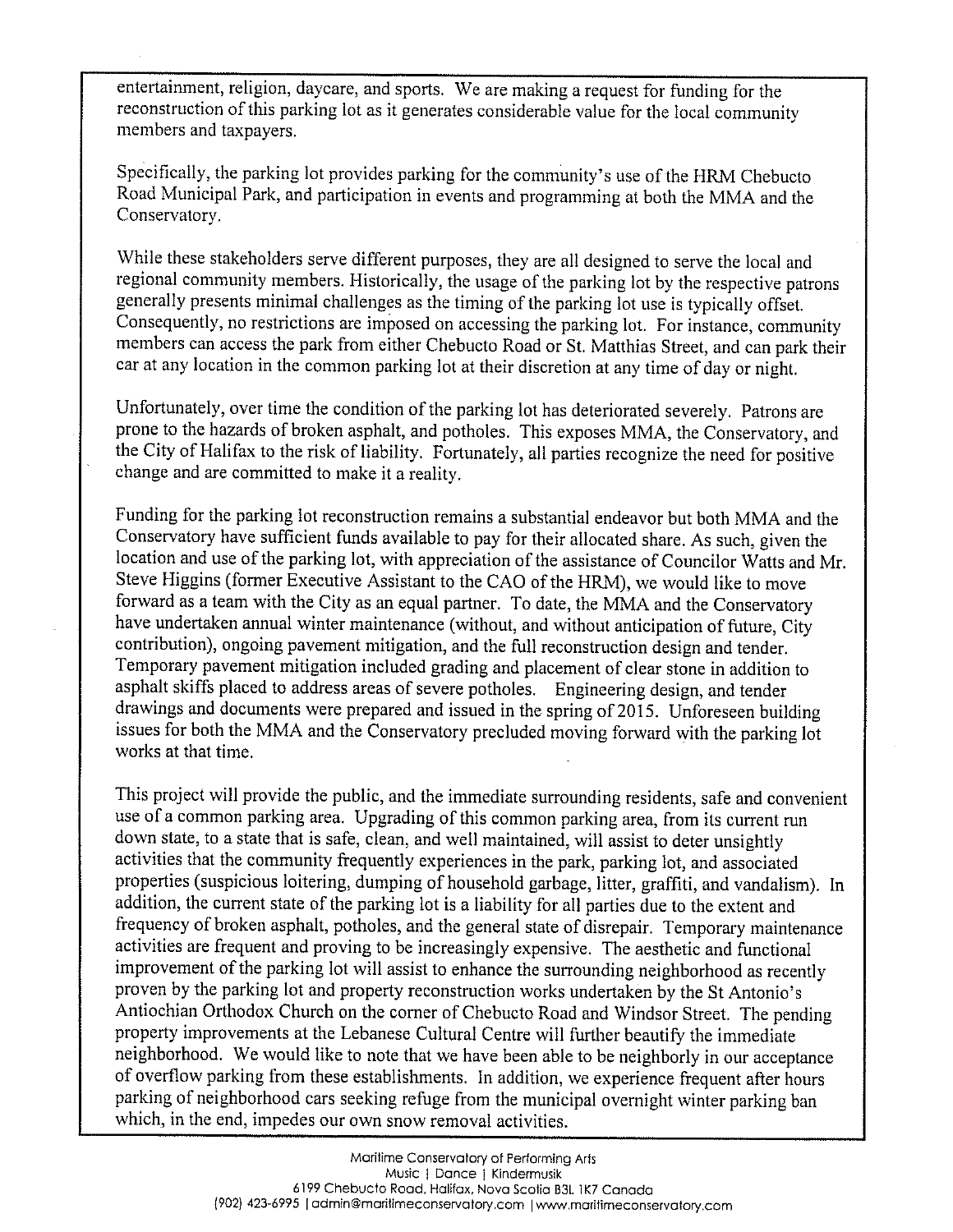entertainment, religion, daycare, and sports. We are making a request for funding for the reconstruction of this parking lot as it generates considerable value for the local community members and taxpayers.

Specifically, the parking lot provides parking for the community's use of the HRM Chebucto Road Municipal Park, and participation in events and programming at both the MMA and the Conservatory.

While these stakeholders serve different purposes, they are all designed to serve the local and regional community members. Historically, the usage of the parking lot by the respective patrons generally presents minimal challenges as the timing of the parking lot use is typically offset. Consequently, no restrictions are imposed on accessing the parking lot. For instance, community members can access the park from either Chebucto Road or St. Matthias Street, and can park their car at any location in the common parking lot at their discretion at any time of day or night.

Unfortunately, over time the condition of the parking lot has deteriorated severely. Patrons are prone to the hazards of broken asphalt, and potholes. This exposes MMA, the Conservatory, and the City of Halifax to the risk of liability. Fortunately, all parties recognize the need for positive change and are committed to make it a reality.

Funding for the parking lot reconstruction remains a substantial endeavor but both MMA and the Conservatory have sufficient funds available to pay for their allocated share. As such, given the location and use of the parking lot, with appreciation of the assistance of Councilor Watts and Mr. Steve Higgins (former Executive Assistant to the CAO of the HRM), we would like to move forward as a team with the City as an equal partner. To date, the MMA and the Conservatory have undertaken annual winter maintenance (without, and without anticipation of future, City contribution), ongoing pavement mitigation, and the full reconstruction design and tender. Temporary pavement mitigation included grading and placement of clear stone in addition to asphalt skiffs placed to address areas of severe potholes. Engineering design, and tender drawings and documents were prepared and issued in the spring of 2015. Unforeseen building issues for both the MMA and the Conservatory precluded moving forward with the parking lot works at that time.

This project will provide the public, and the immediate surrounding residents, safe and convenient use of a common parking area. Upgrading of this common parking area, from its current run down state, to a state that is safe, clean, and well maintained, will assist to deter unsightly activities that the community frequently experiences in the park, parking lot, and associated properties (suspicious loitering, dumping of household garbage, litter, graffiti, and vandalism). In addition, the current state of the parking lot is a liability for all parties due to the extent and frequency of broken asphalt, potholes, and the general state of disrepair. Temporary maintenance activities are frequent and proving to be increasingly expensive. The aesthetic and functional improvement of the parking lot will assist to enhance the surrounding neighborhood as recently proven by the parking lot and property reconstruction works undertaken by the St Antonio's Antiochian Orthodox Church on the corner of Chebucto Road and Windsor Street. The pending property improvements at the Lebanese Cultural Centre will further beautify the immediate neighborhood. We would like to note that we have been able to be neighborly in our acceptance of overflow parking from these establishments. In addition, we experience frequent after hours parking of neighborhood cars seeking refuge from the municipal overnight winter parking ban which, in the end, impedes our own snow removal activities.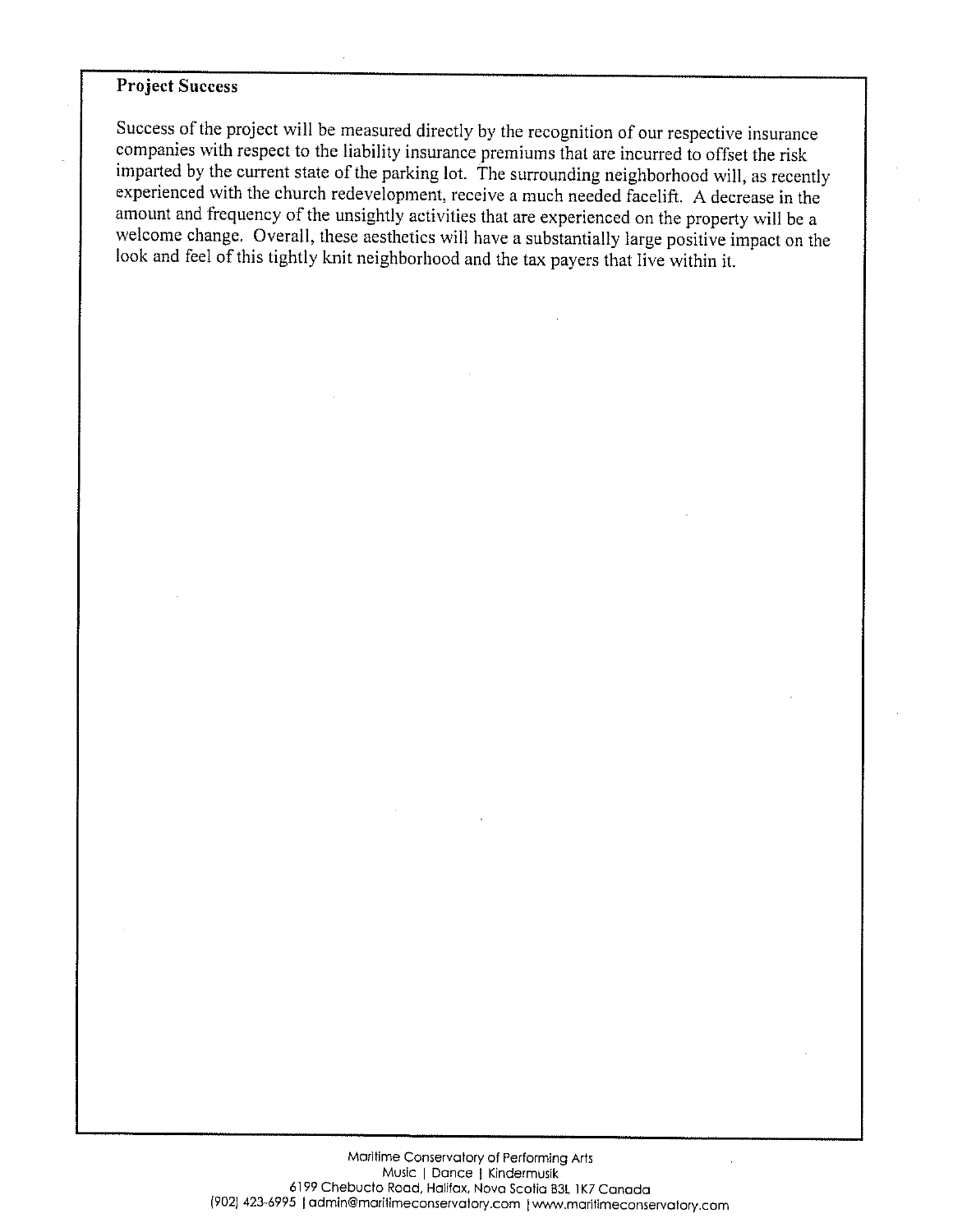**Project Success**

Success of the project will be measured directly by the recognition of our respective insurance companies with respect to the liability insurance premiums that are incurred to offset the risk imparted by the current state of the parking lot. The surrounding neighborhood will, as recently experienced with the church redevelopment, receive a much needed facelift. A decrease in the amount and frequency of the unsightly activities that are experienced on the property will be a welcome change. Overall, these aesthetics will have a substantially large positive impact on the look and feel of this tightly knit neighborhood and the tax payers that live within it.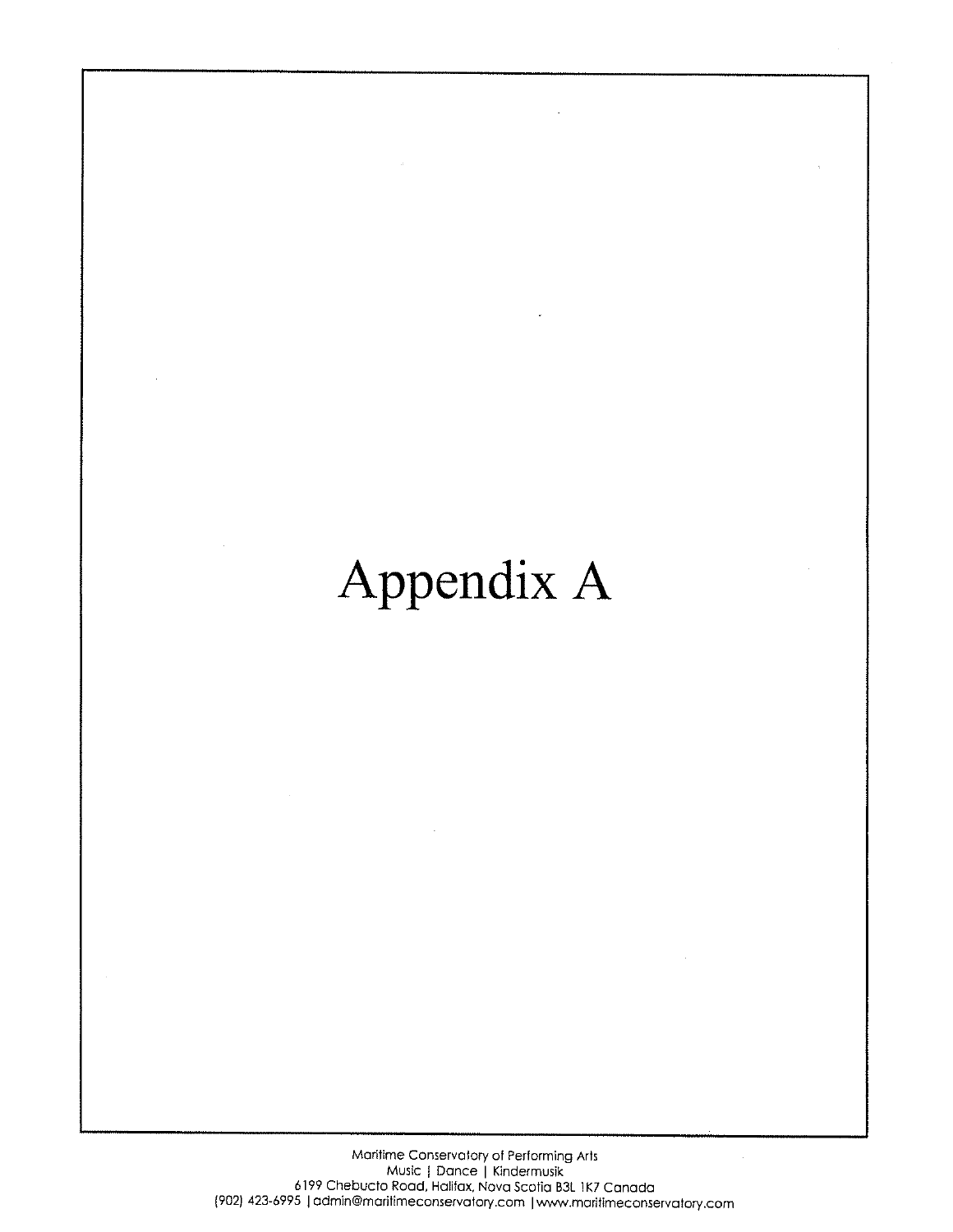# Appendix A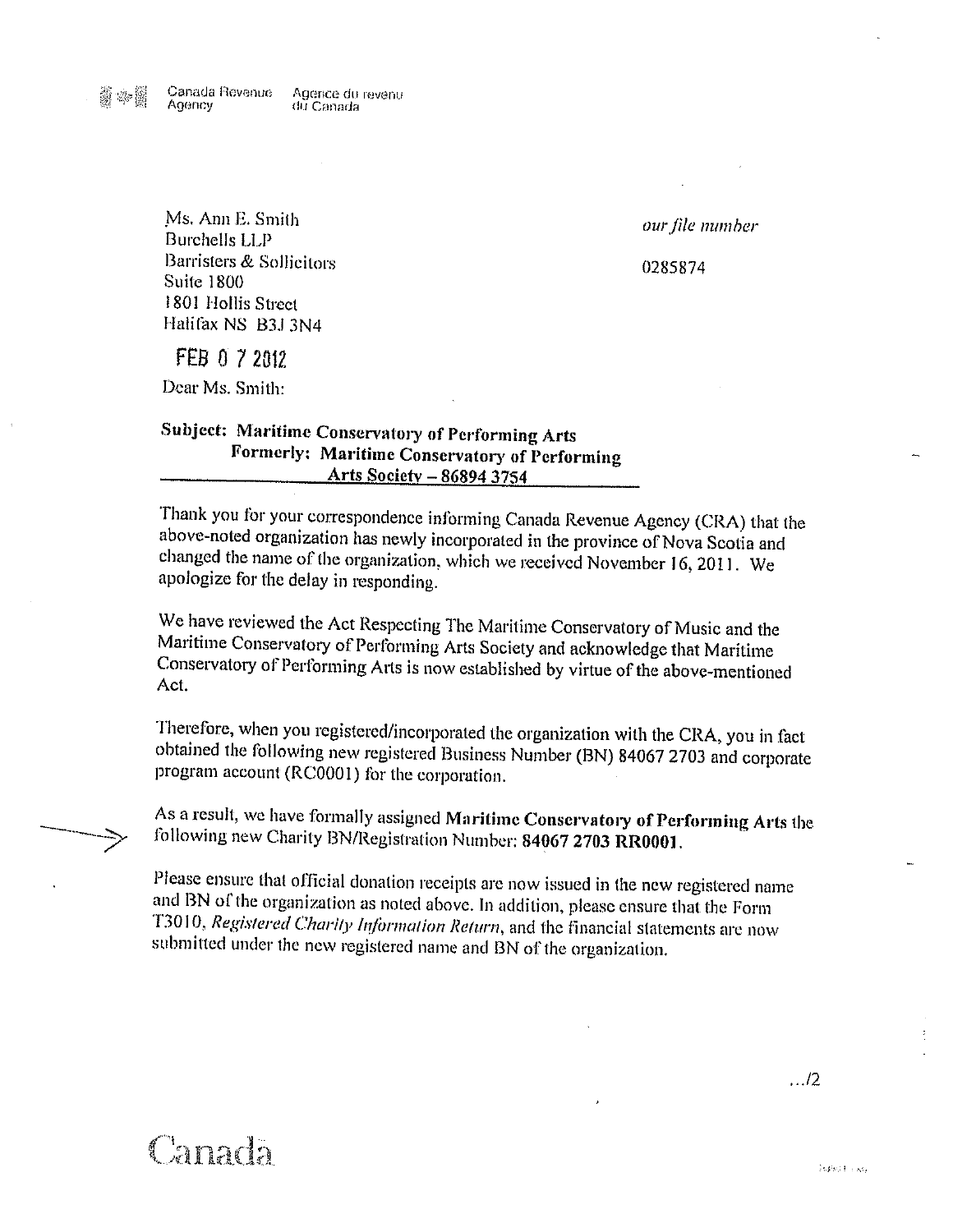Canada Revenue Agency Agence du revenu du Canada

Ms. Ann E. Smith
Burchells LLP
Barristers & Sollicitors
Suite 1800
1801 Hollis Street
Halifax NS B3J 3N4

*our file number*

0285874

FEB 0 7 2012

Dear Ms. Smith:

**Subject: Maritime Conservatory of Performing Arts**
**Formerly: Maritime Conservatory of Performing Arts Society – 86894 3754**

Thank you for your correspondence informing Canada Revenue Agency (CRA) that the above-noted organization has newly incorporated in the province of Nova Scotia and changed the name of the organization, which we received November 16, 2011. We apologize for the delay in responding.

We have reviewed the Act Respecting The Maritime Conservatory of Music and the Maritime Conservatory of Performing Arts Society and acknowledge that Maritime Conservatory of Performing Arts is now established by virtue of the above-mentioned Act.

Therefore, when you registered/incorporated the organization with the CRA, you in fact obtained the following new registered Business Number (BN) 84067 2703 and corporate program account (RC0001) for the corporation.

As a result, we have formally assigned **Maritime Conservatory of Performing Arts** the following new Charity BN/Registration Number: **84067 2703 RR0001**.

Please ensure that official donation receipts are now issued in the new registered name and BN of the organization as noted above. In addition, please ensure that the Form T3010, *Registered Charity Information Return*, and the financial statements are now submitted under the new registered name and BN of the organization.

.../2

Canada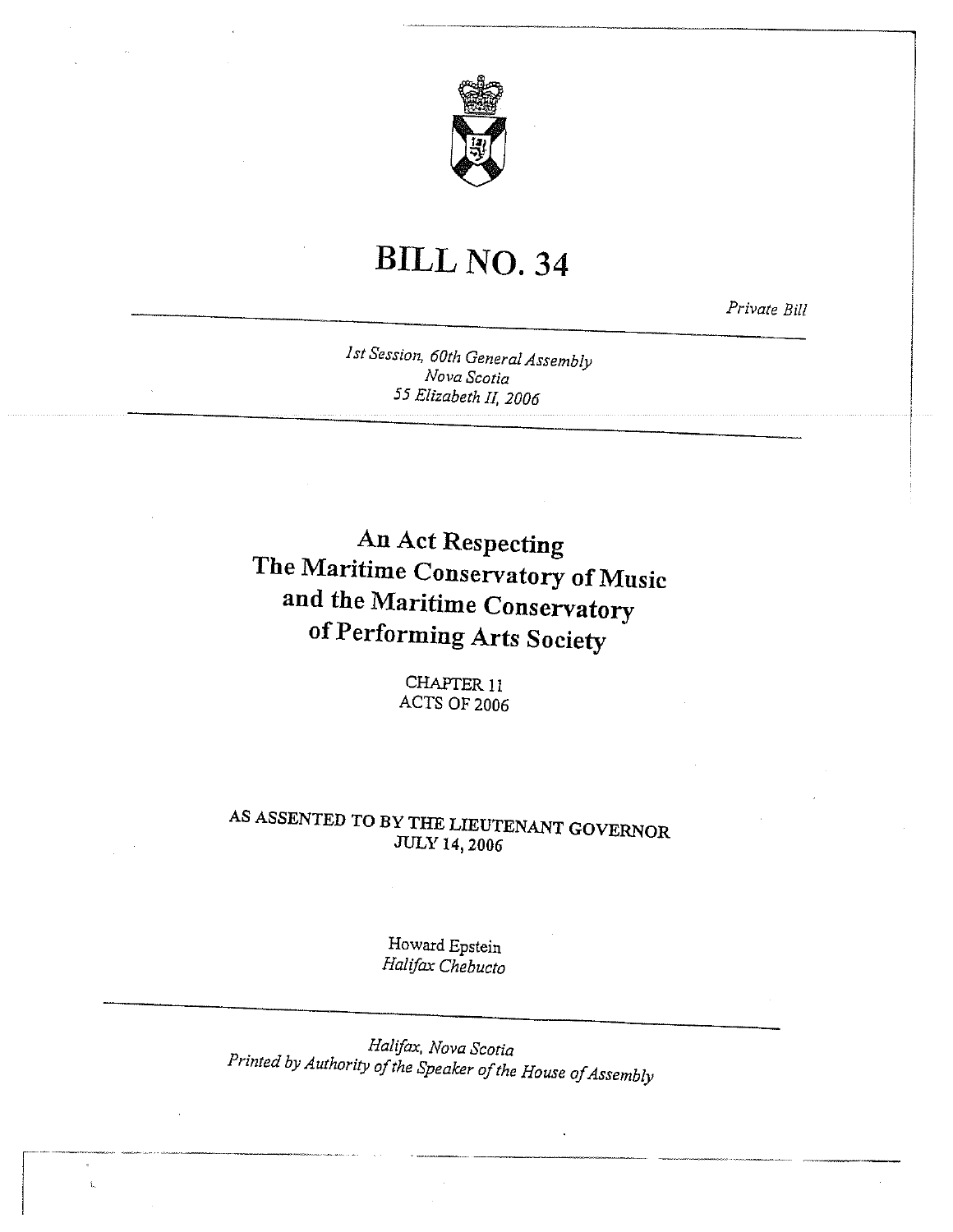# BILL NO. 34

*Private Bill*

*1st Session, 60th General Assembly*
*Nova Scotia*
*55 Elizabeth II, 2006*

## An Act Respecting The Maritime Conservatory of Music and the Maritime Conservatory of Performing Arts Society

CHAPTER 11
ACTS OF 2006

AS ASSENTED TO BY THE LIEUTENANT GOVERNOR
JULY 14, 2006

Howard Epstein
*Halifax Chebucto*

*Halifax, Nova Scotia*
*Printed by Authority of the Speaker of the House of Assembly*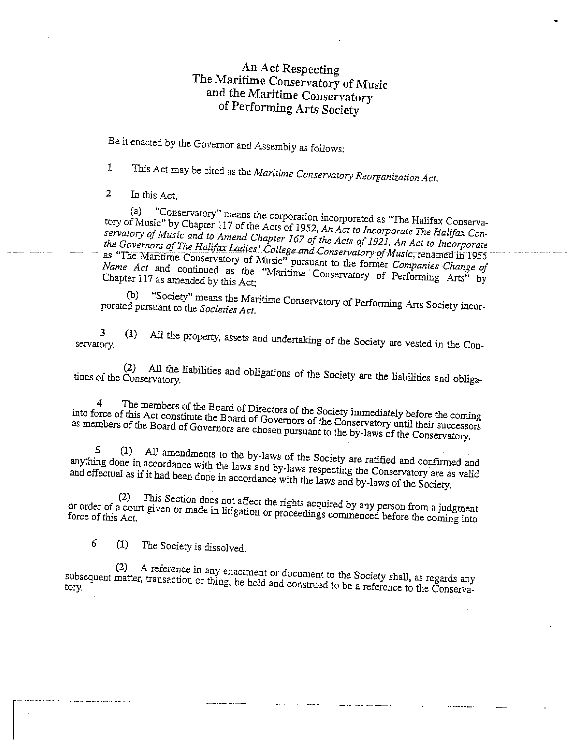# An Act Respecting The Maritime Conservatory of Music and the Maritime Conservatory of Performing Arts Society

Be it enacted by the Governor and Assembly as follows:

1 This Act may be cited as the *Maritime Conservatory Reorganization Act.*

2 In this Act,

(a) "Conservatory" means the corporation incorporated as "The Halifax Conservatory of Music" by Chapter 117 of the Acts of 1952, *An Act to Incorporate The Halifax Conservatory of Music and to Amend Chapter 167 of the Acts of 1921, An Act to Incorporate the Governors of The Halifax Ladies' College and Conservatory of Music*, renamed in 1955 as "The Maritime Conservatory of Music" pursuant to the former *Companies Change of Name Act* and continued as the "Maritime Conservatory of Performing Arts" by Chapter 117 as amended by this Act;

(b) "Society" means the Maritime Conservatory of Performing Arts Society incorporated pursuant to the *Societies Act.*

3 (1) All the property, assets and undertaking of the Society are vested in the Conservatory.

(2) All the liabilities and obligations of the Society are the liabilities and obligations of the Conservatory.

4 The members of the Board of Directors of the Society immediately before the coming into force of this Act constitute the Board of Governors of the Conservatory until their successors as members of the Board of Governors are chosen pursuant to the by-laws of the Conservatory.

5 (1) All amendments to the by-laws of the Society are ratified and confirmed and anything done in accordance with the laws and by-laws respecting the Conservatory are as valid and effectual as if it had been done in accordance with the laws and by-laws of the Society.

(2) This Section does not affect the rights acquired by any person from a judgment or order of a court given or made in litigation or proceedings commenced before the coming into force of this Act.

6 (1) The Society is dissolved.

(2) A reference in any enactment or document to the Society shall, as regards any subsequent matter, transaction or thing, be held and construed to be a reference to the Conservatory.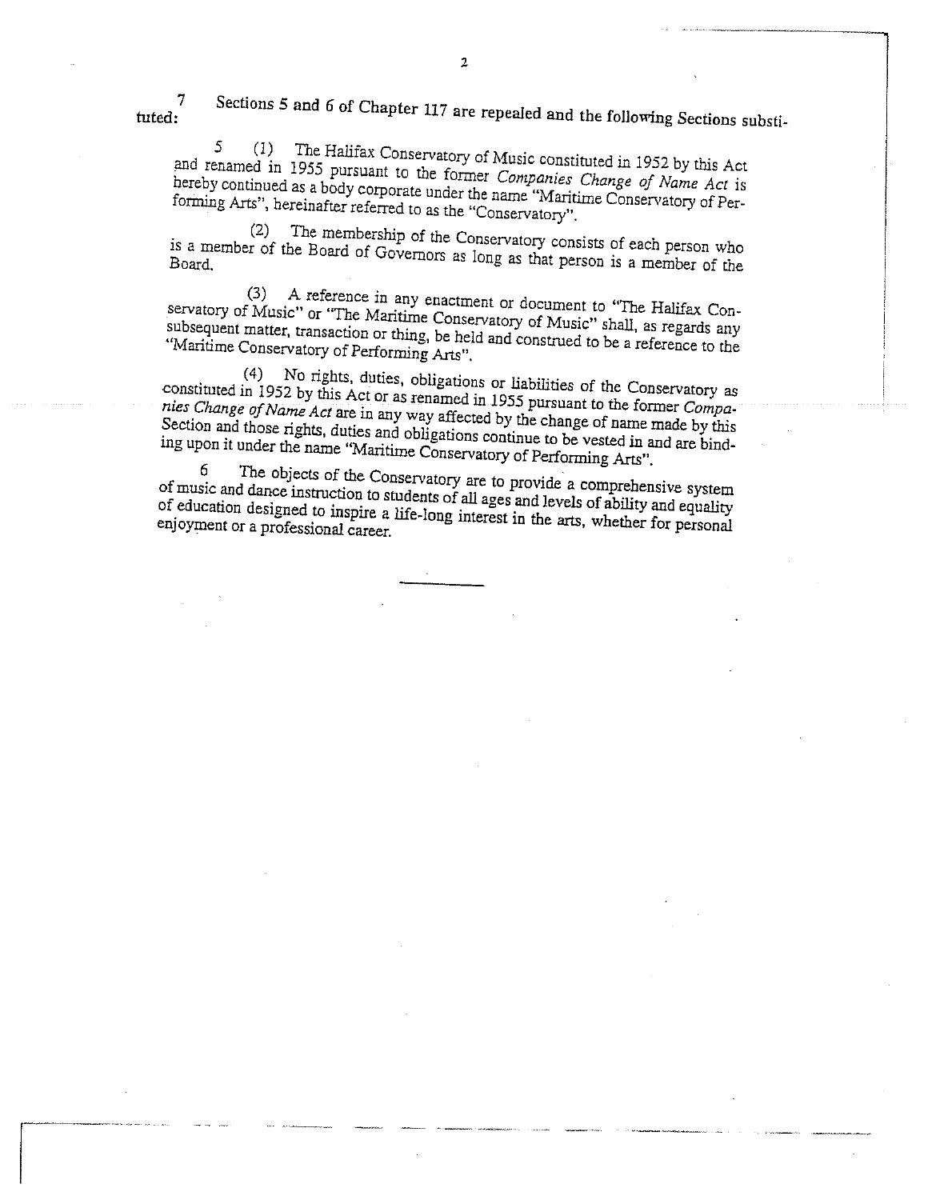7 Sections 5 and 6 of Chapter 117 are repealed and the following Sections substituted:

5 (1) The Halifax Conservatory of Music constituted in 1952 by this Act and renamed in 1955 pursuant to the former *Companies Change of Name Act* is hereby continued as a body corporate under the name "Maritime Conservatory of Performing Arts", hereinafter referred to as the "Conservatory".

(2) The membership of the Conservatory consists of each person who is a member of the Board of Governors as long as that person is a member of the Board.

(3) A reference in any enactment or document to "The Halifax Conservatory of Music" or "The Maritime Conservatory of Music" shall, as regards any subsequent matter, transaction or thing, be held and construed to be a reference to the "Maritime Conservatory of Performing Arts".

(4) No rights, duties, obligations or liabilities of the Conservatory as constituted in 1952 by this Act or as renamed in 1955 pursuant to the former *Companies Change of Name Act* are in any way affected by the change of name made by this Section and those rights, duties and obligations continue to be vested in and are binding upon it under the name "Maritime Conservatory of Performing Arts".

6 The objects of the Conservatory are to provide a comprehensive system of music and dance instruction to students of all ages and levels of ability and equality of education designed to inspire a life-long interest in the arts, whether for personal enjoyment or a professional career.

---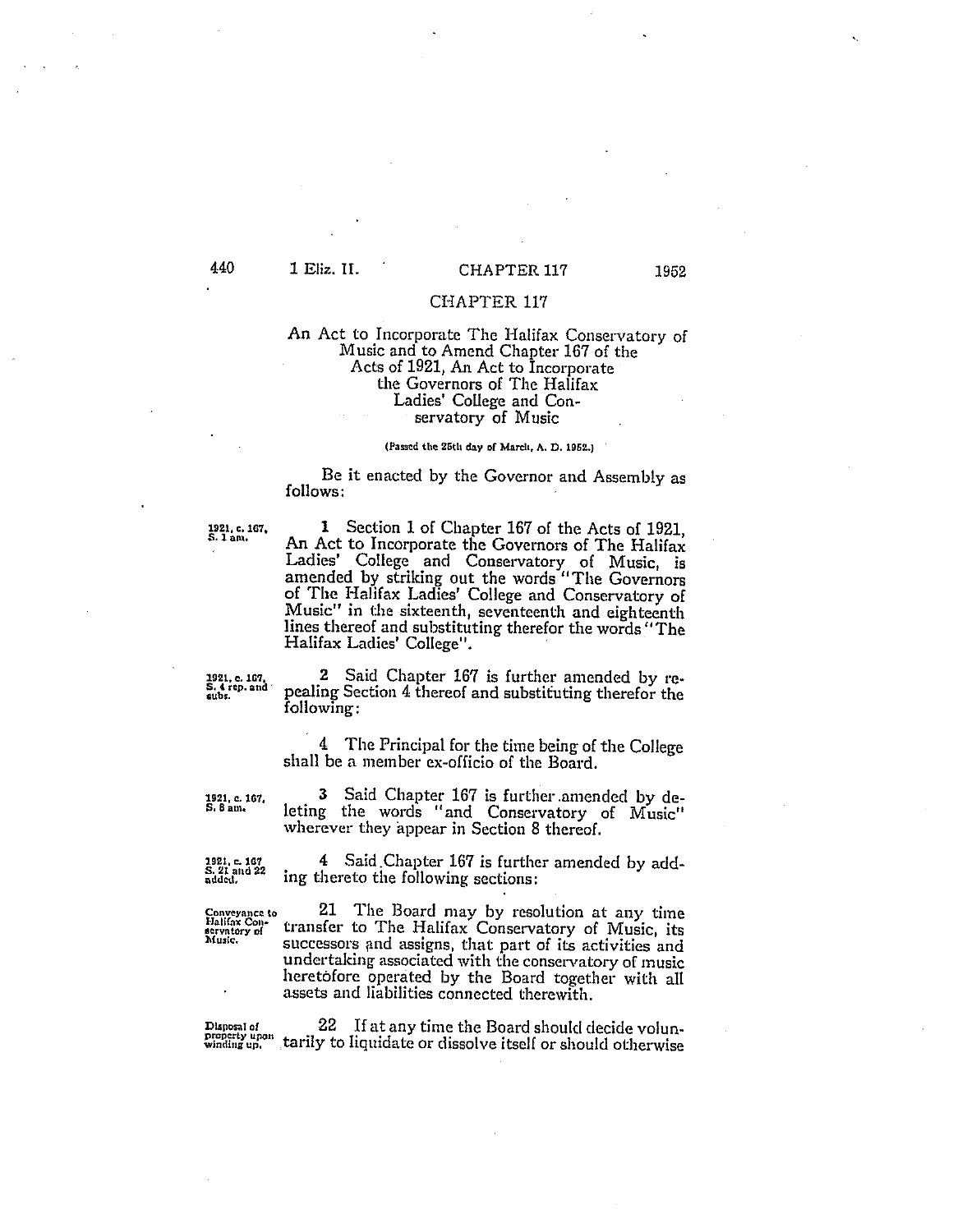# CHAPTER 117

## An Act to Incorporate The Halifax Conservatory of Music and to Amend Chapter 167 of the Acts of 1921, An Act to Incorporate the Governors of The Halifax Ladies' College and Conservatory of Music

(Passed the 25th day of March, A. D. 1952.)

Be it enacted by the Governor and Assembly as follows:

1921, c. 167, S. 1 am.

**1** Section 1 of Chapter 167 of the Acts of 1921, An Act to Incorporate the Governors of The Halifax Ladies' College and Conservatory of Music, is amended by striking out the words "The Governors of The Halifax Ladies' College and Conservatory of Music" in the sixteenth, seventeenth and eighteenth lines thereof and substituting therefor the words "The Halifax Ladies' College".

1921, c. 167, S. 4 rep. and subs.

**2** Said Chapter 167 is further amended by repealing Section 4 thereof and substituting therefor the following:

4 The Principal for the time being of the College shall be a member ex-officio of the Board.

1921, c. 167, S. 8 am.

**3** Said Chapter 167 is further amended by deleting the words "and Conservatory of Music" wherever they appear in Section 8 thereof.

1921, c. 167 S. 21 and 22 added.

**4** Said Chapter 167 is further amended by adding thereto the following sections:

Conveyance to Halifax Conservatory of Music.

21 The Board may by resolution at any time transfer to The Halifax Conservatory of Music, its successors and assigns, that part of its activities and undertaking associated with the conservatory of music heretofore operated by the Board together with all assets and liabilities connected therewith.

Disposal of property upon winding up.

22 If at any time the Board should decide voluntarily to liquidate or dissolve itself or should otherwise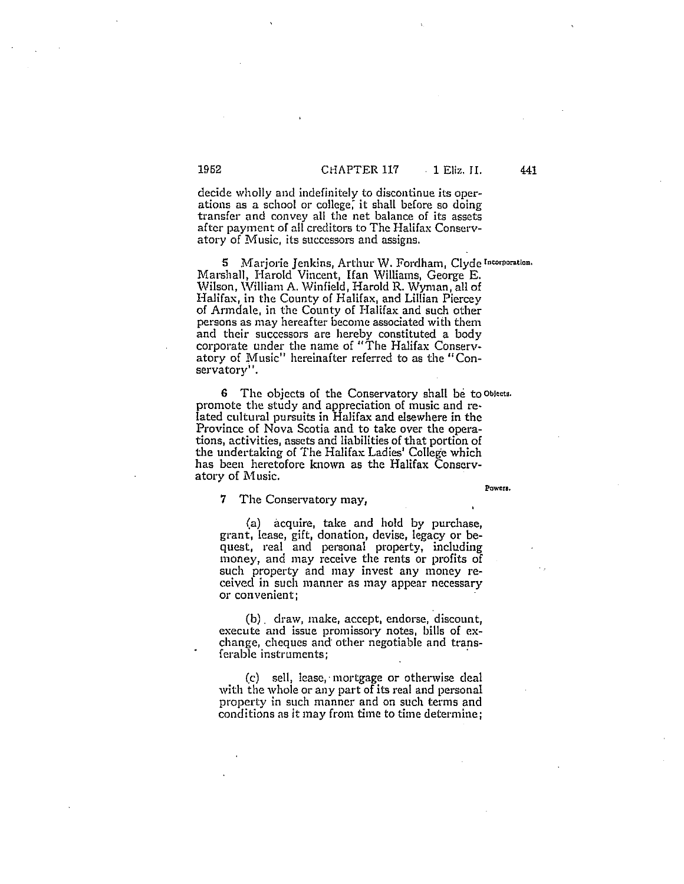decide wholly and indefinitely to discontinue its operations as a school or college, it shall before so doing transfer and convey all the net balance of its assets after payment of all creditors to The Halifax Conservatory of Music, its successors and assigns.

5 Marjorie Jenkins, Arthur W. Fordham, Clyde Marshall, Harold Vincent, Ifan Williams, George E. Wilson, William A. Winfield, Harold R. Wyman, all of Halifax, in the County of Halifax, and Lillian Piercey of Armdale, in the County of Halifax and such other persons as may hereafter become associated with them and their successors are hereby constituted a body corporate under the name of "The Halifax Conservatory of Music" hereinafter referred to as the "Conservatory". *Incorporation.*

6 The objects of the Conservatory shall be to promote the study and appreciation of music and related cultural pursuits in Halifax and elsewhere in the Province of Nova Scotia and to take over the operations, activities, assets and liabilities of that portion of the undertaking of The Halifax Ladies' College which has been heretofore known as the Halifax Conservatory of Music. *Objects.*

7 The Conservatory may, *Powers.*

(a) acquire, take and hold by purchase, grant, lease, gift, donation, devise, legacy or bequest, real and personal property, including money, and may receive the rents or profits of such property and may invest any money received in such manner as may appear necessary or convenient;

(b) draw, make, accept, endorse, discount, execute and issue promissory notes, bills of exchange, cheques and other negotiable and transferable instruments;

(c) sell, lease, mortgage or otherwise deal with the whole or any part of its real and personal property in such manner and on such terms and conditions as it may from time to time determine;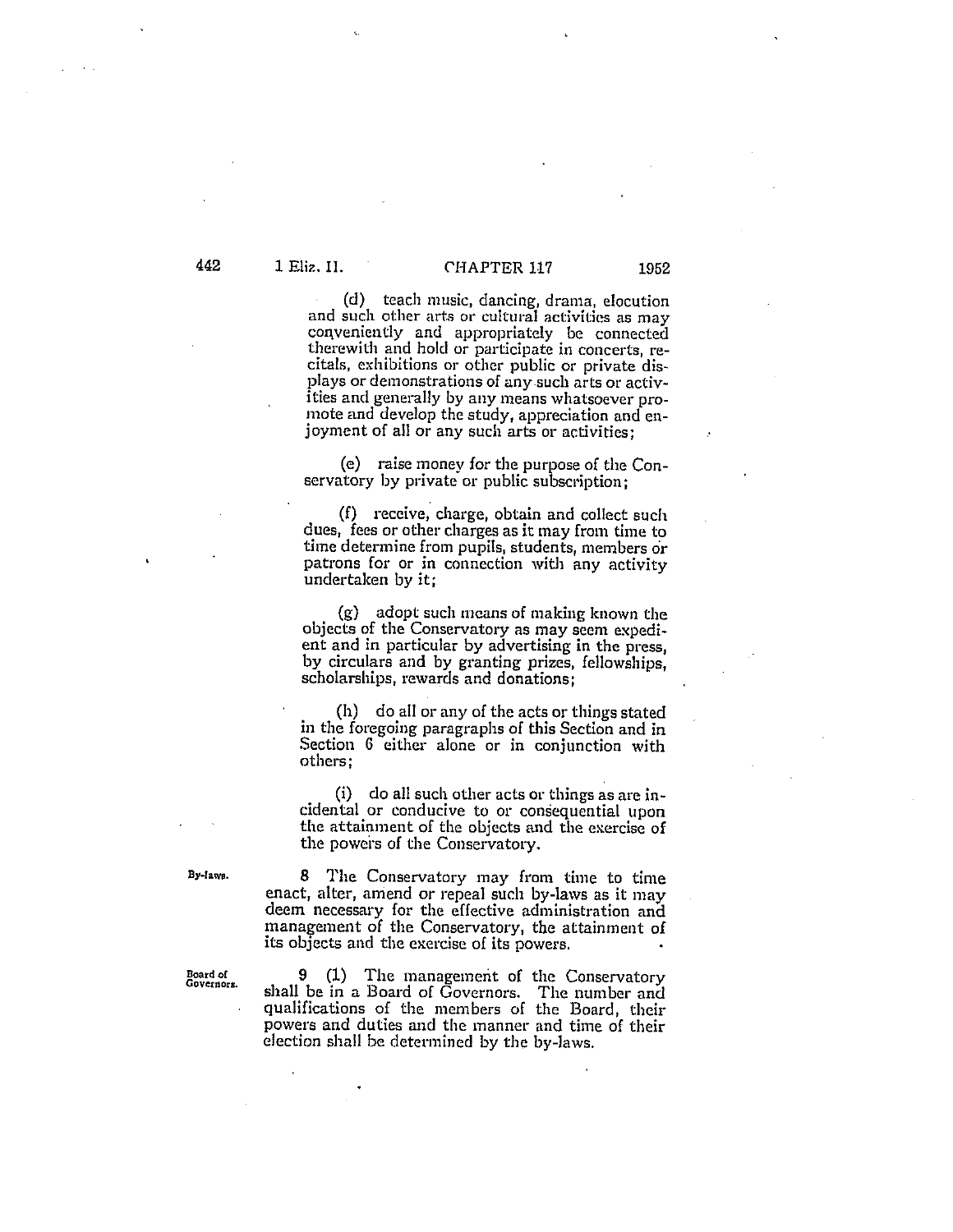(d) teach music, dancing, drama, elocution and such other arts or cultural activities as may conveniently and appropriately be connected therewith and hold or participate in concerts, recitals, exhibitions or other public or private displays or demonstrations of any such arts or activities and generally by any means whatsoever promote and develop the study, appreciation and enjoyment of all or any such arts or activities;

(e) raise money for the purpose of the Conservatory by private or public subscription;

(f) receive, charge, obtain and collect such dues, fees or other charges as it may from time to time determine from pupils, students, members or patrons for or in connection with any activity undertaken by it;

(g) adopt such means of making known the objects of the Conservatory as may seem expedient and in particular by advertising in the press, by circulars and by granting prizes, fellowships, scholarships, rewards and donations;

(h) do all or any of the acts or things stated in the foregoing paragraphs of this Section and in Section 6 either alone or in conjunction with others;

(i) do all such other acts or things as are incidental or conducive to or consequential upon the attainment of the objects and the exercise of the powers of the Conservatory.

By-laws.

8 The Conservatory may from time to time enact, alter, amend or repeal such by-laws as it may deem necessary for the effective administration and management of the Conservatory, the attainment of its objects and the exercise of its powers.

Board of Governors.

9 (1) The management of the Conservatory shall be in a Board of Governors. The number and qualifications of the members of the Board, their powers and duties and the manner and time of their election shall be determined by the by-laws.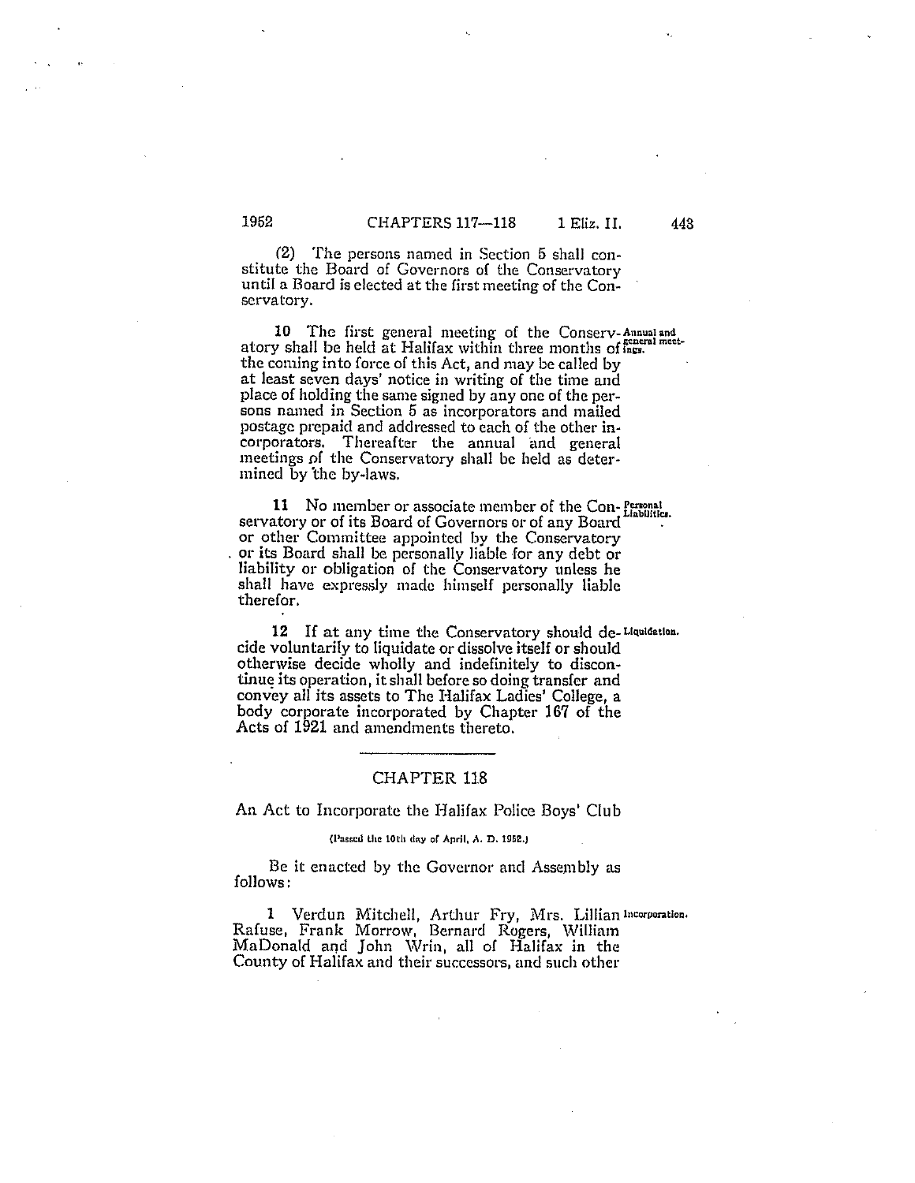(2) The persons named in Section 5 shall constitute the Board of Governors of the Conservatory until a Board is elected at the first meeting of the Conservatory.

**Annual and general meetings.** 10 The first general meeting of the Conservatory shall be held at Halifax within three months of the coming into force of this Act, and may be called by at least seven days' notice in writing of the time and place of holding the same signed by any one of the persons named in Section 5 as incorporators and mailed postage prepaid and addressed to each of the other incorporators. Thereafter the annual and general meetings of the Conservatory shall be held as determined by the by-laws.

**Personal Liabilities.** 11 No member or associate member of the Conservatory or of its Board of Governors or of any Board or other Committee appointed by the Conservatory or its Board shall be personally liable for any debt or liability or obligation of the Conservatory unless he shall have expressly made himself personally liable therefor.

**Liquidation.** 12 If at any time the Conservatory should decide voluntarily to liquidate or dissolve itself or should otherwise decide wholly and indefinitely to discontinue its operation, it shall before so doing transfer and convey all its assets to The Halifax Ladies' College, a body corporate incorporated by Chapter 167 of the Acts of 1921 and amendments thereto.

---

## CHAPTER 118

### An Act to Incorporate the Halifax Police Boys' Club

(Passed the 10th day of April, A. D. 1952.)

Be it enacted by the Governor and Assembly as follows:

**Incorporation.** 1 Verdun Mitchell, Arthur Fry, Mrs. Lillian Rafuse, Frank Morrow, Bernard Rogers, William MaDonald and John Wrin, all of Halifax in the County of Halifax and their successors, and such other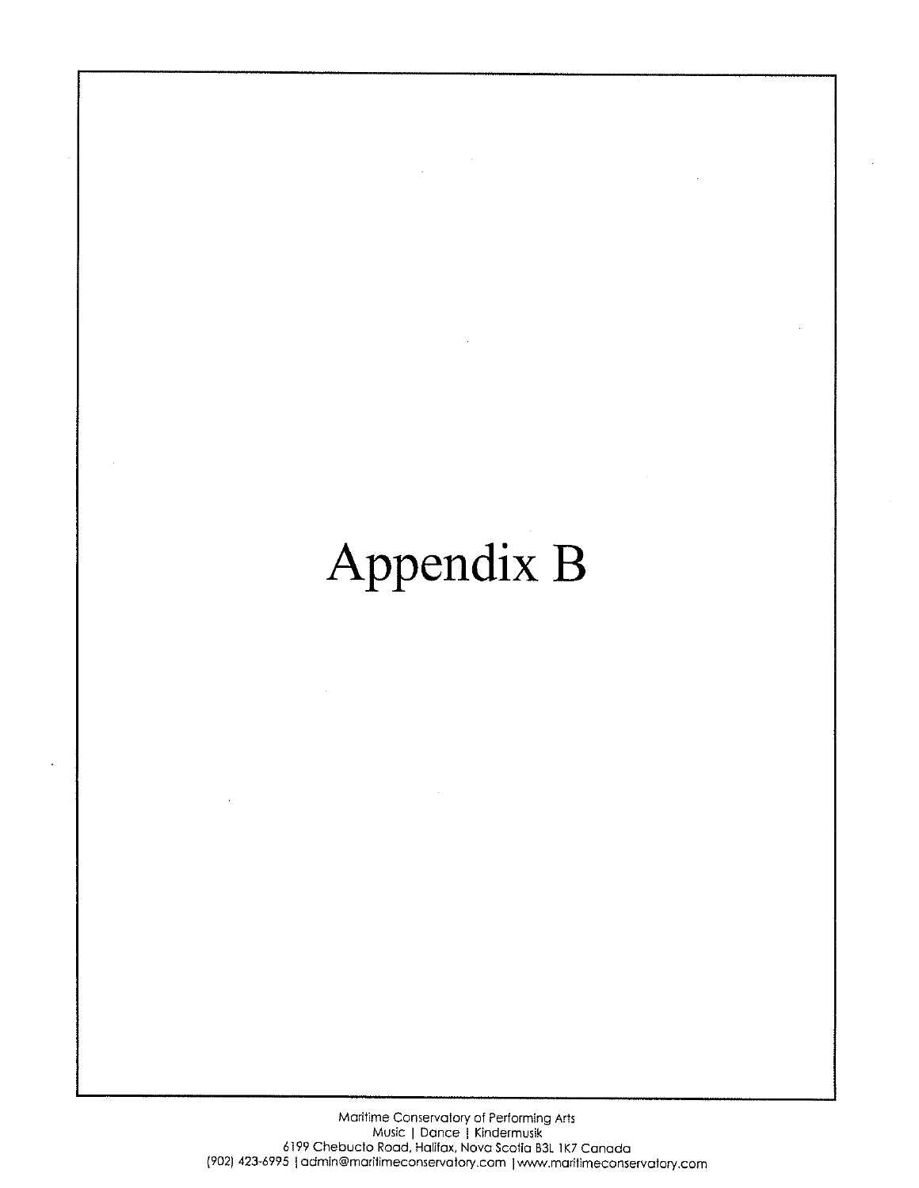# Appendix B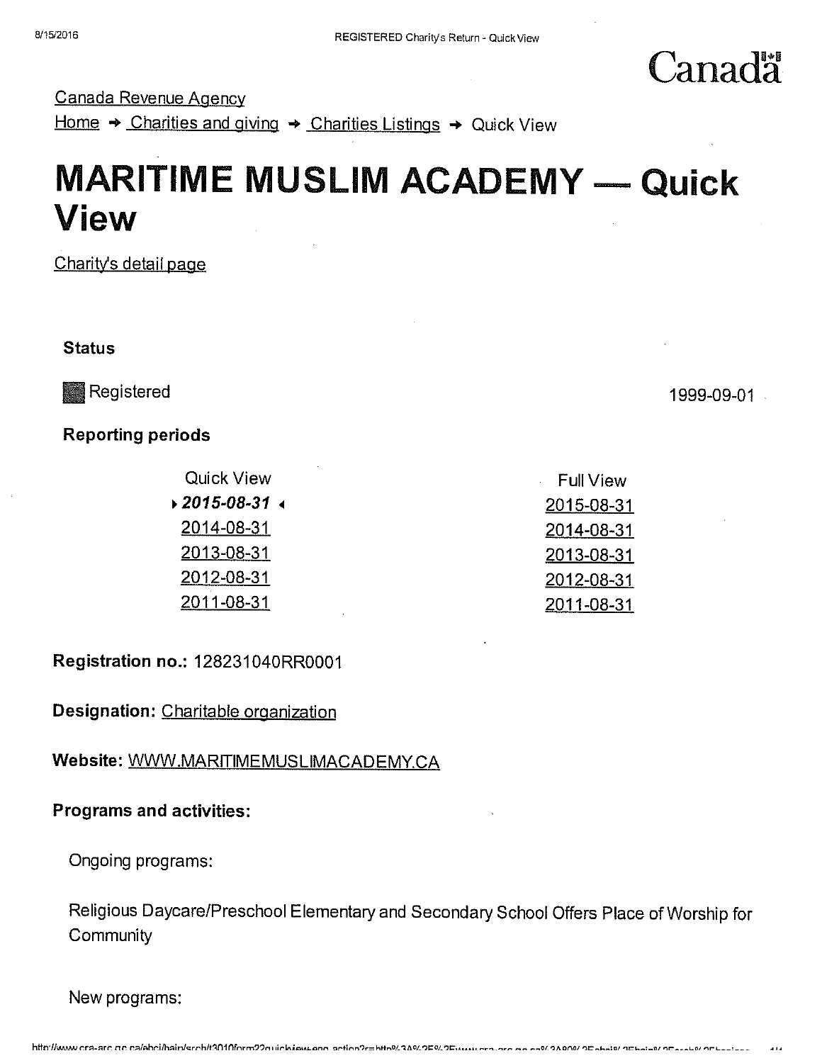Canada

Canada Revenue Agency

Home → Charities and giving → Charities Listings → Quick View

# MARITIME MUSLIM ACADEMY — Quick View

Charity's detail page

**Status**

Registered 1999-09-01

**Reporting periods**

| Quick View | Full View |
|---|---|
| ***2015-08-31*** | 2015-08-31 |
| 2014-08-31 | 2014-08-31 |
| 2013-08-31 | 2013-08-31 |
| 2012-08-31 | 2012-08-31 |
| 2011-08-31 | 2011-08-31 |

**Registration no.:** 128231040RR0001

**Designation:** Charitable organization

**Website:** WWW.MARITIMEMUSLIMACADEMY.CA

**Programs and activities:**

Ongoing programs:

Religious Daycare/Preschool Elementary and Secondary School Offers Place of Worship for Community

New programs: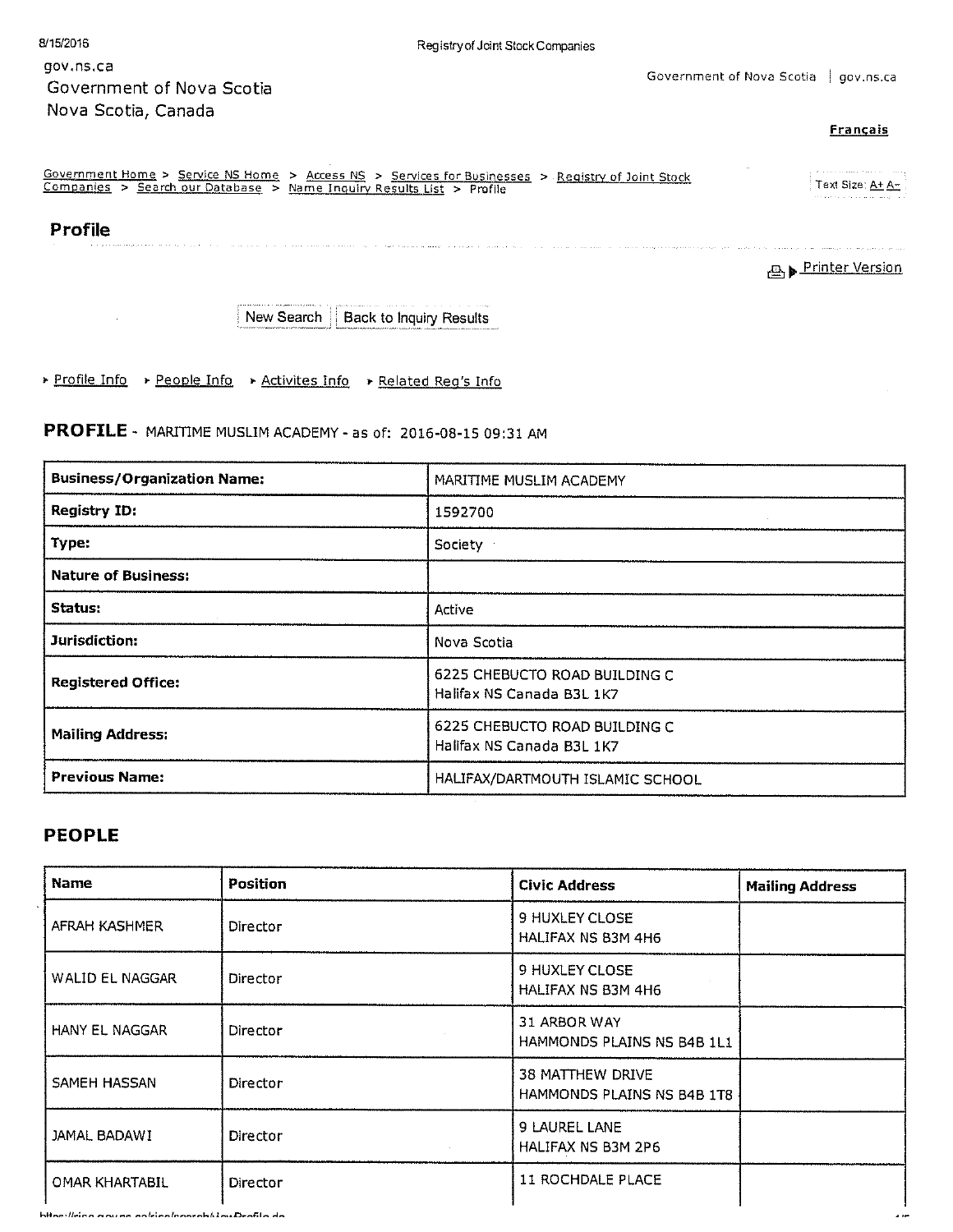gov.ns.ca
Government of Nova Scotia
Nova Scotia, Canada

Government of Nova Scotia | gov.ns.ca

Français

Government Home > Service NS Home > Access NS > Services for Businesses > Registry of Joint Stock Companies > Search our Database > Name Inquiry Results List > Profile

Text Size: A+ A-

## Profile

Printer Version

New Search | Back to Inquiry Results

- Profile Info
- People Info
- Activites Info
- Related Reg's Info

## PROFILE - MARITIME MUSLIM ACADEMY - as of: 2016-08-15 09:31 AM

| | |
|---|---|
| **Business/Organization Name:** | MARITIME MUSLIM ACADEMY |
| **Registry ID:** | 1592700 |
| **Type:** | Society |
| **Nature of Business:** | |
| **Status:** | Active |
| **Jurisdiction:** | Nova Scotia |
| **Registered Office:** | 6225 CHEBUCTO ROAD BUILDING C<br>Halifax NS Canada B3L 1K7 |
| **Mailing Address:** | 6225 CHEBUCTO ROAD BUILDING C<br>Halifax NS Canada B3L 1K7 |
| **Previous Name:** | HALIFAX/DARTMOUTH ISLAMIC SCHOOL |

## PEOPLE

| Name | Position | Civic Address | Mailing Address |
|---|---|---|---|
| AFRAH KASHMER | Director | 9 HUXLEY CLOSE<br>HALIFAX NS B3M 4H6 | |
| WALID EL NAGGAR | Director | 9 HUXLEY CLOSE<br>HALIFAX NS B3M 4H6 | |
| HANY EL NAGGAR | Director | 31 ARBOR WAY<br>HAMMONDS PLAINS NS B4B 1L1 | |
| SAMEH HASSAN | Director | 38 MATTHEW DRIVE<br>HAMMONDS PLAINS NS B4B 1T8 | |
| JAMAL BADAWI | Director | 9 LAUREL LANE<br>HALIFAX NS B3M 2P6 | |
| OMAR KHARTABIL | Director | 11 ROCHDALE PLACE | |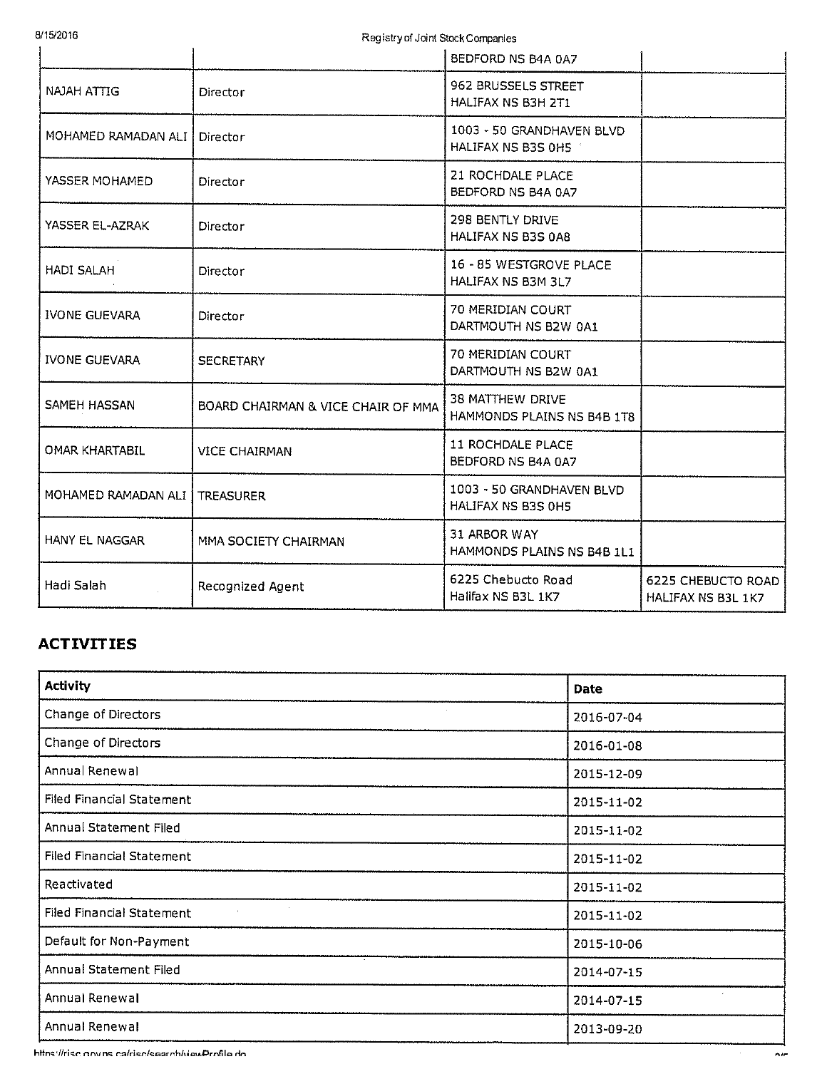| | | | |
|---|---|---|---|
| | | BEDFORD NS B4A 0A7 | |
| NAJAH ATTIG | Director | 962 BRUSSELS STREET HALIFAX NS B3H 2T1 | |
| MOHAMED RAMADAN ALI | Director | 1003 - 50 GRANDHAVEN BLVD HALIFAX NS B3S 0H5 | |
| YASSER MOHAMED | Director | 21 ROCHDALE PLACE BEDFORD NS B4A 0A7 | |
| YASSER EL-AZRAK | Director | 298 BENTLY DRIVE HALIFAX NS B3S 0A8 | |
| HADI SALAH | Director | 16 - 85 WESTGROVE PLACE HALIFAX NS B3M 3L7 | |
| IVONE GUEVARA | Director | 70 MERIDIAN COURT DARTMOUTH NS B2W 0A1 | |
| IVONE GUEVARA | SECRETARY | 70 MERIDIAN COURT DARTMOUTH NS B2W 0A1 | |
| SAMEH HASSAN | BOARD CHAIRMAN & VICE CHAIR OF MMA | 38 MATTHEW DRIVE HAMMONDS PLAINS NS B4B 1T8 | |
| OMAR KHARTABIL | VICE CHAIRMAN | 11 ROCHDALE PLACE BEDFORD NS B4A 0A7 | |
| MOHAMED RAMADAN ALI | TREASURER | 1003 - 50 GRANDHAVEN BLVD HALIFAX NS B3S 0H5 | |
| HANY EL NAGGAR | MMA SOCIETY CHAIRMAN | 31 ARBOR WAY HAMMONDS PLAINS NS B4B 1L1 | |
| Hadi Salah | Recognized Agent | 6225 Chebucto Road Halifax NS B3L 1K7 | 6225 CHEBUCTO ROAD HALIFAX NS B3L 1K7 |

## ACTIVITIES

| Activity | Date |
|---|---|
| Change of Directors | 2016-07-04 |
| Change of Directors | 2016-01-08 |
| Annual Renewal | 2015-12-09 |
| Filed Financial Statement | 2015-11-02 |
| Annual Statement Filed | 2015-11-02 |
| Filed Financial Statement | 2015-11-02 |
| Reactivated | 2015-11-02 |
| Filed Financial Statement | 2015-11-02 |
| Default for Non-Payment | 2015-10-06 |
| Annual Statement Filed | 2014-07-15 |
| Annual Renewal | 2014-07-15 |
| Annual Renewal | 2013-09-20 |